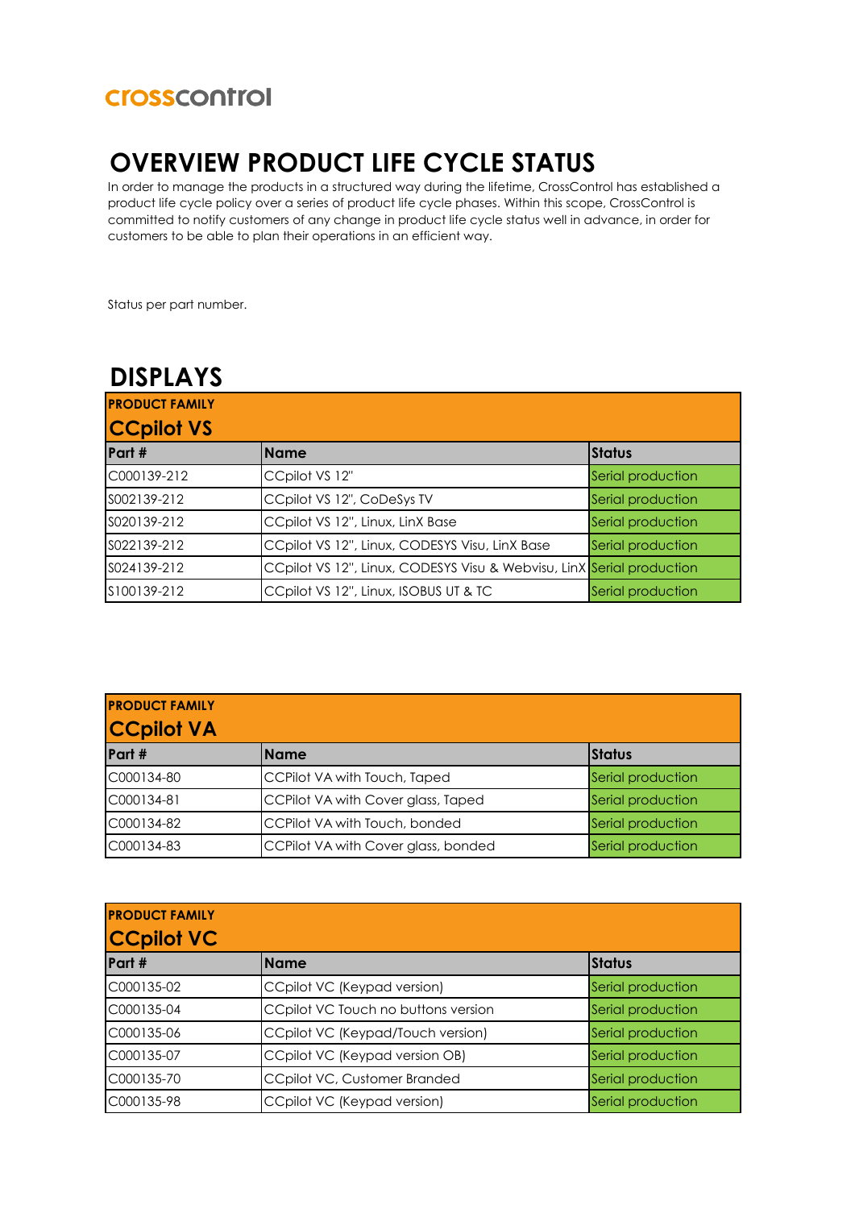crosscontrol

# OVERVIEW PRODUCT LIFE CYCLE STATUS

In order to manage the products in a structured way during the lifetime, CrossControl has established a product life cycle policy over a series of product life cycle phases. Within this scope, CrossControl is committed to notify customers of any change in product life cycle status well in advance, in order for customers to be able to plan their operations in an efficient way.

Status per part number.

## DISPLAYS

**PRODUCT FAMILY**

### CCpilot VS

| Part # | Name | Status |
|---|---|---|
| C000139-212 | CCpilot VS 12" | Serial production |
| S002139-212 | CCpilot VS 12", CoDeSys TV | Serial production |
| S020139-212 | CCpilot VS 12", Linux, LinX Base | Serial production |
| S022139-212 | CCpilot VS 12", Linux, CODESYS Visu, LinX Base | Serial production |
| S024139-212 | CCpilot VS 12", Linux, CODESYS Visu & Webvisu, LinX | Serial production |
| S100139-212 | CCpilot VS 12", Linux, ISOBUS UT & TC | Serial production |

**PRODUCT FAMILY**

### CCpilot VA

| Part # | Name | Status |
|---|---|---|
| C000134-80 | CCPilot VA with Touch, Taped | Serial production |
| C000134-81 | CCPilot VA with Cover glass, Taped | Serial production |
| C000134-82 | CCPilot VA with Touch, bonded | Serial production |
| C000134-83 | CCPilot VA with Cover glass, bonded | Serial production |

**PRODUCT FAMILY**

### CCpilot VC

| Part # | Name | Status |
|---|---|---|
| C000135-02 | CCpilot VC (Keypad version) | Serial production |
| C000135-04 | CCpilot VC Touch no buttons version | Serial production |
| C000135-06 | CCpilot VC (Keypad/Touch version) | Serial production |
| C000135-07 | CCpilot VC (Keypad version OB) | Serial production |
| C000135-70 | CCpilot VC, Customer Branded | Serial production |
| C000135-98 | CCpilot VC (Keypad version) | Serial production |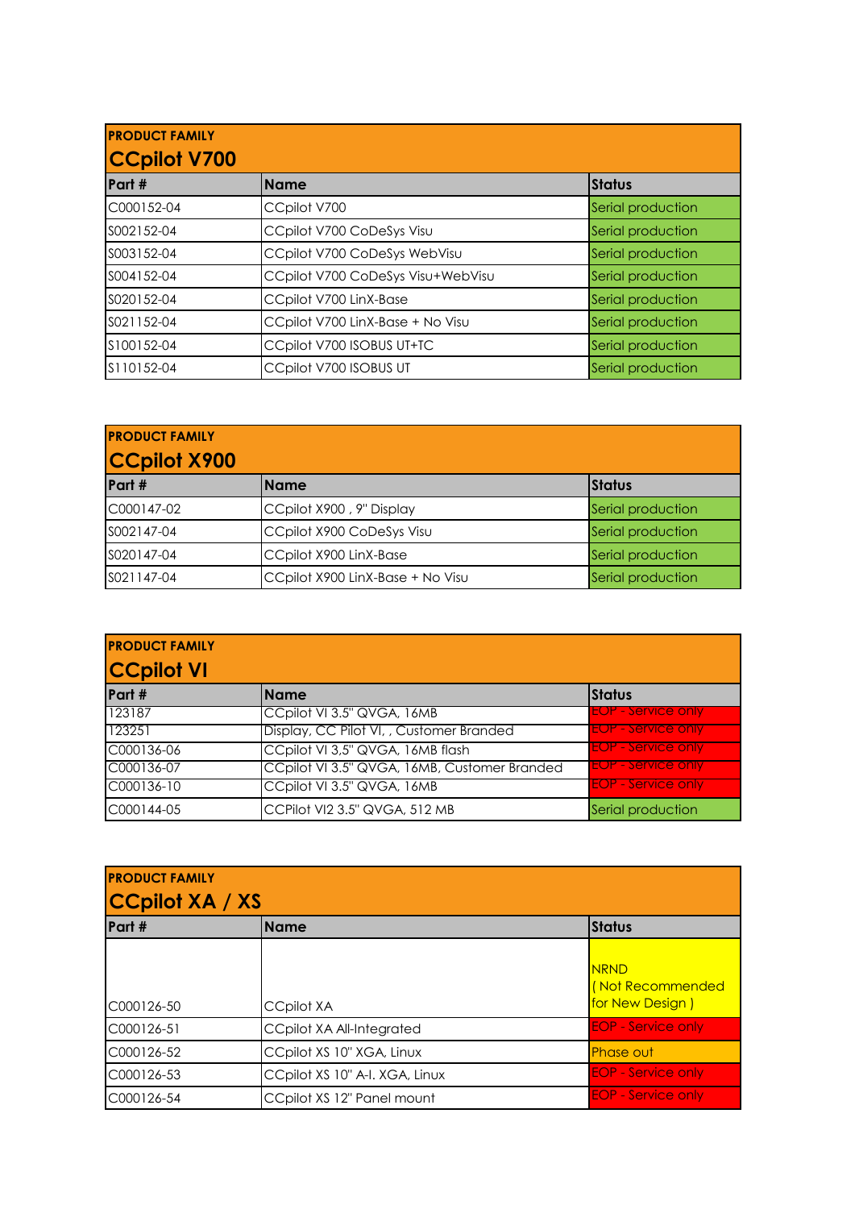## PRODUCT FAMILY

### CCpilot V700

| Part # | Name | Status |
|---|---|---|
| C000152-04 | CCpilot V700 | Serial production |
| S002152-04 | CCpilot V700 CoDeSys Visu | Serial production |
| S003152-04 | CCpilot V700 CoDeSys WebVisu | Serial production |
| S004152-04 | CCpilot V700 CoDeSys Visu+WebVisu | Serial production |
| S020152-04 | CCpilot V700 LinX-Base | Serial production |
| S021152-04 | CCpilot V700 LinX-Base + No Visu | Serial production |
| S100152-04 | CCpilot V700 ISOBUS UT+TC | Serial production |
| S110152-04 | CCpilot V700 ISOBUS UT | Serial production |

## PRODUCT FAMILY

### CCpilot X900

| Part # | Name | Status |
|---|---|---|
| C000147-02 | CCpilot X900 , 9" Display | Serial production |
| S002147-04 | CCpilot X900 CoDeSys Visu | Serial production |
| S020147-04 | CCpilot X900 LinX-Base | Serial production |
| S021147-04 | CCpilot X900 LinX-Base + No Visu | Serial production |

## PRODUCT FAMILY

### CCpilot VI

| Part # | Name | Status |
|---|---|---|
| 123187 | CCpilot VI 3.5" QVGA, 16MB | EOP - Service only |
| 123251 | Display, CC Pilot VI, , Customer Branded | EOP - Service only |
| C000136-06 | CCpilot VI 3,5" QVGA, 16MB flash | EOP - Service only |
| C000136-07 | CCpilot VI 3.5" QVGA, 16MB, Customer Branded | EOP - Service only |
| C000136-10 | CCpilot VI 3.5" QVGA, 16MB | EOP - Service only |
| C000144-05 | CCPilot VI2 3.5" QVGA, 512 MB | Serial production |

## PRODUCT FAMILY

### CCpilot XA / XS

| Part # | Name | Status |
|---|---|---|
| C000126-50 | CCpilot XA | NRND ( Not Recommended for New Design ) |
| C000126-51 | CCpilot XA All-Integrated | EOP - Service only |
| C000126-52 | CCpilot XS 10" XGA, Linux | Phase out |
| C000126-53 | CCpilot XS 10" A-I. XGA, Linux | EOP - Service only |
| C000126-54 | CCpilot XS 12" Panel mount | EOP - Service only |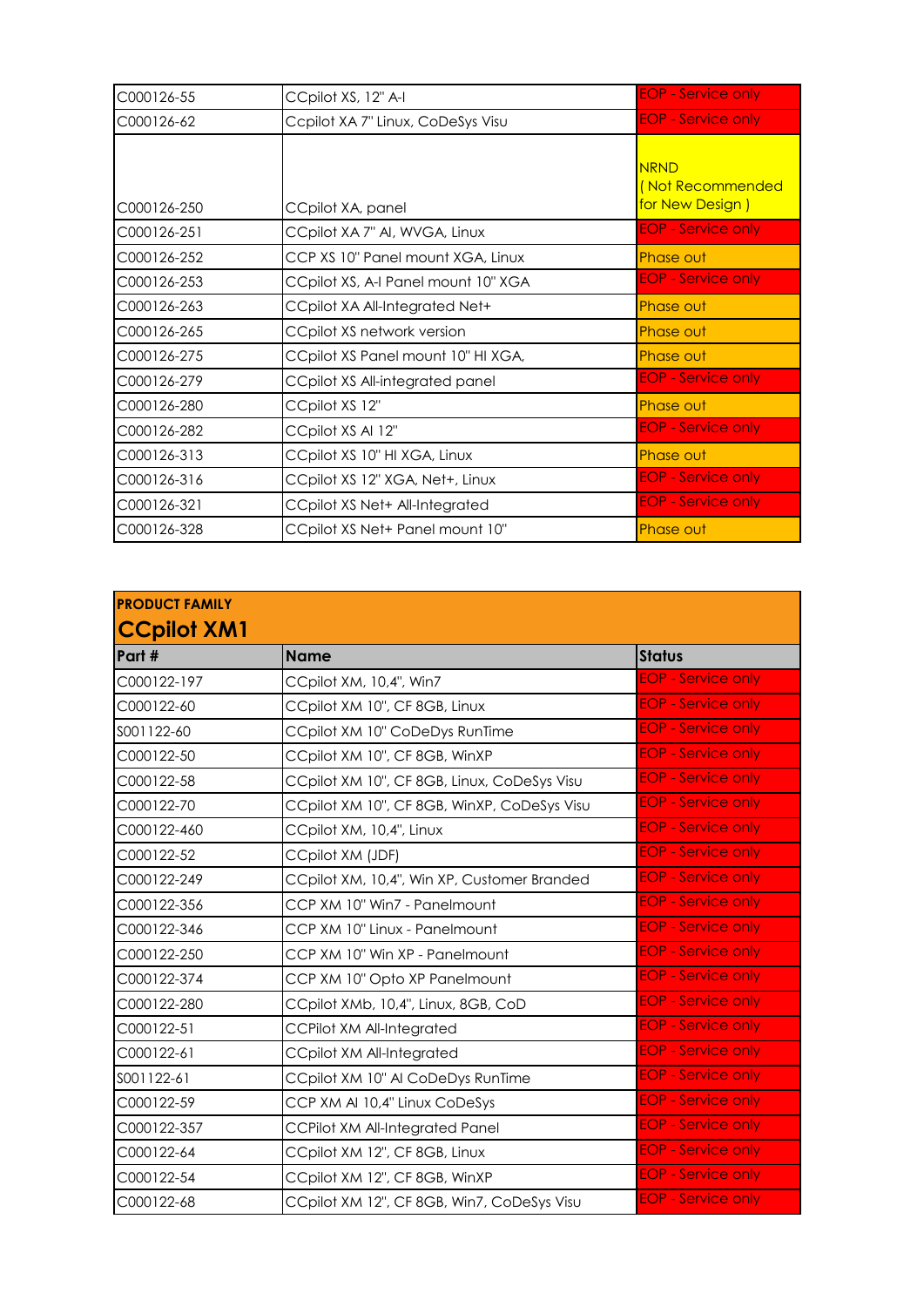| | | |
|---|---|---|
| C000126-55 | CCpilot XS, 12" A-I | EOP - Service only |
| C000126-62 | Ccpilot XA 7" Linux, CoDeSys Visu | EOP - Service only |
| C000126-250 | CCpilot XA, panel | NRND ( Not Recommended for New Design ) |
| C000126-251 | CCpilot XA 7" AI, WVGA, Linux | EOP - Service only |
| C000126-252 | CCP XS 10" Panel mount XGA, Linux | Phase out |
| C000126-253 | CCpilot XS, A-I Panel mount 10" XGA | EOP - Service only |
| C000126-263 | CCpilot XA All-Integrated Net+ | Phase out |
| C000126-265 | CCpilot XS network version | Phase out |
| C000126-275 | CCpilot XS Panel mount 10" HI XGA, | Phase out |
| C000126-279 | CCpilot XS All-integrated panel | EOP - Service only |
| C000126-280 | CCpilot XS 12" | Phase out |
| C000126-282 | CCpilot XS AI 12" | EOP - Service only |
| C000126-313 | CCpilot XS 10" HI XGA, Linux | Phase out |
| C000126-316 | CCpilot XS 12" XGA, Net+, Linux | EOP - Service only |
| C000126-321 | CCpilot XS Net+ All-Integrated | EOP - Service only |
| C000126-328 | CCpilot XS Net+ Panel mount 10" | Phase out |

**PRODUCT FAMILY**

## CCpilot XM1

| Part # | Name | Status |
|---|---|---|
| C000122-197 | CCpilot XM, 10,4", Win7 | EOP - Service only |
| C000122-60 | CCpilot XM 10", CF 8GB, Linux | EOP - Service only |
| S001122-60 | CCpilot XM 10" CoDeDys RunTime | EOP - Service only |
| C000122-50 | CCpilot XM 10", CF 8GB, WinXP | EOP - Service only |
| C000122-58 | CCpilot XM 10", CF 8GB, Linux, CoDeSys Visu | EOP - Service only |
| C000122-70 | CCpilot XM 10", CF 8GB, WinXP, CoDeSys Visu | EOP - Service only |
| C000122-460 | CCpilot XM, 10,4", Linux | EOP - Service only |
| C000122-52 | CCpilot XM (JDF) | EOP - Service only |
| C000122-249 | CCpilot XM, 10,4", Win XP, Customer Branded | EOP - Service only |
| C000122-356 | CCP XM 10" Win7 - Panelmount | EOP - Service only |
| C000122-346 | CCP XM 10" Linux - Panelmount | EOP - Service only |
| C000122-250 | CCP XM 10" Win XP - Panelmount | EOP - Service only |
| C000122-374 | CCP XM 10" Opto XP Panelmount | EOP - Service only |
| C000122-280 | CCpilot XMb, 10,4", Linux, 8GB, CoD | EOP - Service only |
| C000122-51 | CCPilot XM All-Integrated | EOP - Service only |
| C000122-61 | CCpilot XM All-Integrated | EOP - Service only |
| S001122-61 | CCpilot XM 10" AI CoDeDys RunTime | EOP - Service only |
| C000122-59 | CCP XM AI 10,4" Linux CoDeSys | EOP - Service only |
| C000122-357 | CCPilot XM All-Integrated Panel | EOP - Service only |
| C000122-64 | CCpilot XM 12", CF 8GB, Linux | EOP - Service only |
| C000122-54 | CCpilot XM 12", CF 8GB, WinXP | EOP - Service only |
| C000122-68 | CCpilot XM 12", CF 8GB, Win7, CoDeSys Visu | EOP - Service only |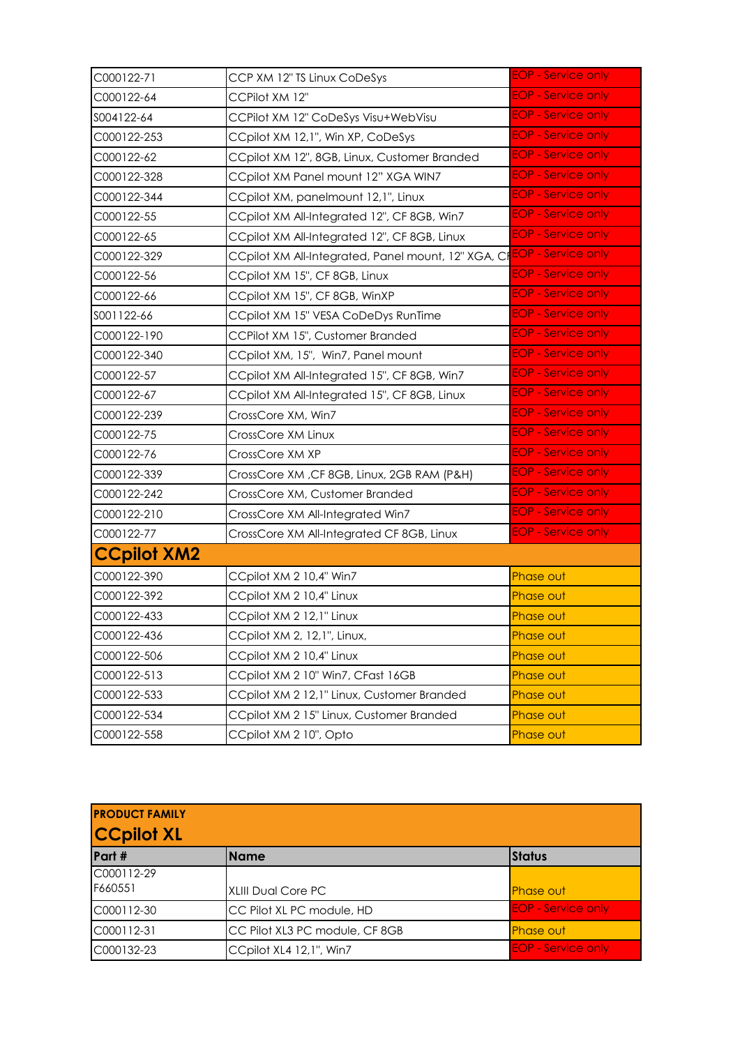| | | |
|---|---|---|
| C000122-71 | CCP XM 12" TS Linux CoDeSys | EOP - Service only |
| C000122-64 | CCPilot XM 12" | EOP - Service only |
| S004122-64 | CCPilot XM 12" CoDeSys Visu+WebVisu | EOP - Service only |
| C000122-253 | CCpilot XM 12,1", Win XP, CoDeSys | EOP - Service only |
| C000122-62 | CCpilot XM 12", 8GB, Linux, Customer Branded | EOP - Service only |
| C000122-328 | CCpilot XM Panel mount 12" XGA WIN7 | EOP - Service only |
| C000122-344 | CCpilot XM, panelmount 12,1", Linux | EOP - Service only |
| C000122-55 | CCpilot XM All-Integrated 12", CF 8GB, Win7 | EOP - Service only |
| C000122-65 | CCpilot XM All-Integrated 12", CF 8GB, Linux | EOP - Service only |
| C000122-329 | CCpilot XM All-Integrated, Panel mount, 12" XGA, CF | EOP - Service only |
| C000122-56 | CCpilot XM 15", CF 8GB, Linux | EOP - Service only |
| C000122-66 | CCpilot XM 15", CF 8GB, WinXP | EOP - Service only |
| S001122-66 | CCpilot XM 15" VESA CoDeDys RunTime | EOP - Service only |
| C000122-190 | CCPilot XM 15", Customer Branded | EOP - Service only |
| C000122-340 | CCpilot XM, 15", Win7, Panel mount | EOP - Service only |
| C000122-57 | CCpilot XM All-Integrated 15", CF 8GB, Win7 | EOP - Service only |
| C000122-67 | CCpilot XM All-Integrated 15", CF 8GB, Linux | EOP - Service only |
| C000122-239 | CrossCore XM, Win7 | EOP - Service only |
| C000122-75 | CrossCore XM Linux | EOP - Service only |
| C000122-76 | CrossCore XM XP | EOP - Service only |
| C000122-339 | CrossCore XM ,CF 8GB, Linux, 2GB RAM (P&H) | EOP - Service only |
| C000122-242 | CrossCore XM, Customer Branded | EOP - Service only |
| C000122-210 | CrossCore XM All-Integrated Win7 | EOP - Service only |
| C000122-77 | CrossCore XM All-Integrated CF 8GB, Linux | EOP - Service only |
| **CCpilot XM2** | | |
| C000122-390 | CCpilot XM 2 10,4" Win7 | Phase out |
| C000122-392 | CCpilot XM 2 10,4" Linux | Phase out |
| C000122-433 | CCpilot XM 2 12,1" Linux | Phase out |
| C000122-436 | CCpilot XM 2, 12,1", Linux, | Phase out |
| C000122-506 | CCpilot XM 2 10,4" Linux | Phase out |
| C000122-513 | CCpilot XM 2 10" Win7, CFast 16GB | Phase out |
| C000122-533 | CCpilot XM 2 12,1" Linux, Customer Branded | Phase out |
| C000122-534 | CCpilot XM 2 15" Linux, Customer Branded | Phase out |
| C000122-558 | CCpilot XM 2 10", Opto | Phase out |

**PRODUCT FAMILY**

## CCpilot XL

| Part # | Name | Status |
|---|---|---|
| C000112-29 F660551 | XLIII Dual Core PC | Phase out |
| C000112-30 | CC Pilot XL PC module, HD | EOP - Service only |
| C000112-31 | CC Pilot XL3 PC module, CF 8GB | Phase out |
| C000132-23 | CCpilot XL4 12,1", Win7 | EOP - Service only |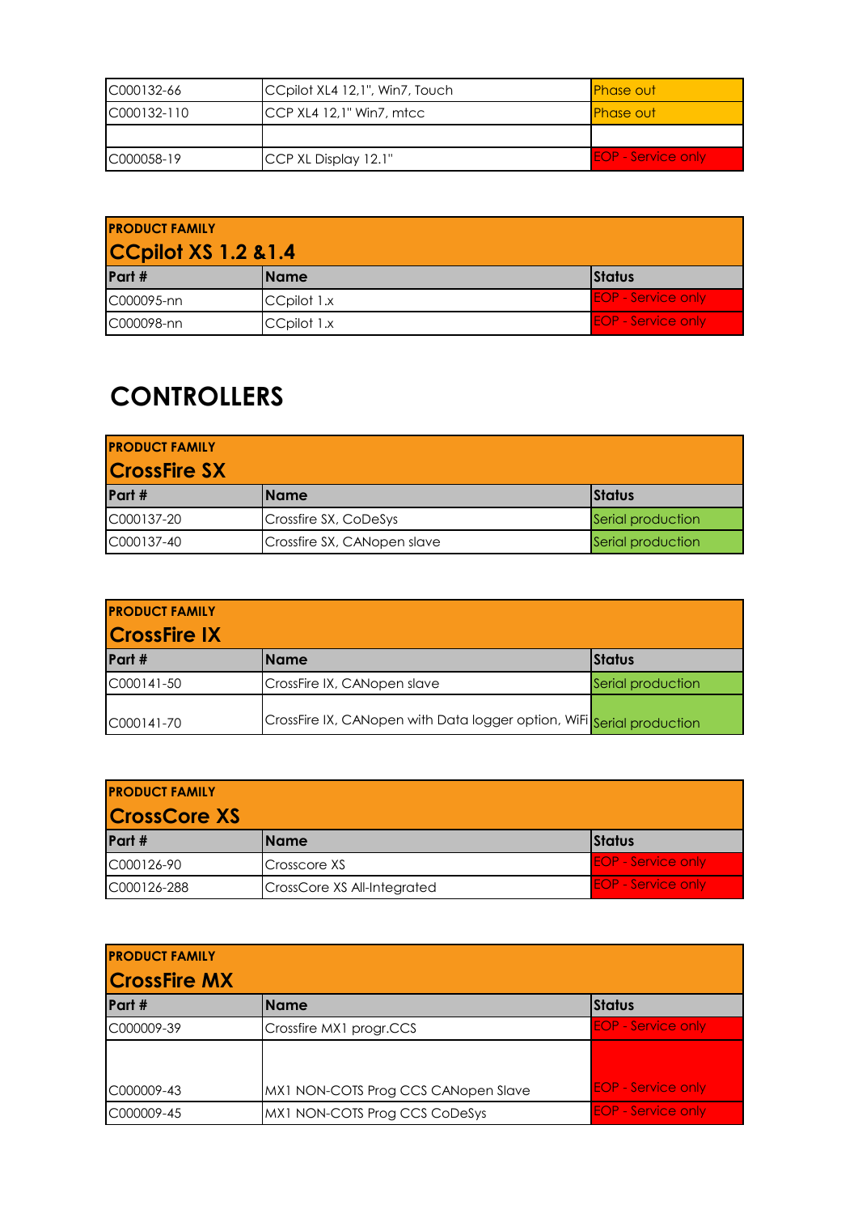| | | |
|---|---|---|
| C000132-66 | CCpilot XL4 12,1", Win7, Touch | Phase out |
| C000132-110 | CCP XL4 12,1" Win7, mtcc | Phase out |
| | | |
| C000058-19 | CCP XL Display 12.1" | EOP - Service only |

**PRODUCT FAMILY**

## CCpilot XS 1.2 &1.4

| Part # | Name | Status |
|---|---|---|
| C000095-nn | CCpilot 1.x | EOP - Service only |
| C000098-nn | CCpilot 1.x | EOP - Service only |

# CONTROLLERS

**PRODUCT FAMILY**

## CrossFire SX

| Part # | Name | Status |
|---|---|---|
| C000137-20 | Crossfire SX, CoDeSys | Serial production |
| C000137-40 | Crossfire SX, CANopen slave | Serial production |

**PRODUCT FAMILY**

## CrossFire IX

| Part # | Name | Status |
|---|---|---|
| C000141-50 | CrossFire IX, CANopen slave | Serial production |
| C000141-70 | CrossFire IX, CANopen with Data logger option, WiFi | Serial production |

**PRODUCT FAMILY**

## CrossCore XS

| Part # | Name | Status |
|---|---|---|
| C000126-90 | Crosscore XS | EOP - Service only |
| C000126-288 | CrossCore XS All-Integrated | EOP - Service only |

**PRODUCT FAMILY**

## CrossFire MX

| Part # | Name | Status |
|---|---|---|
| C000009-39 | Crossfire MX1 progr.CCS | EOP - Service only |
| C000009-43 | MX1 NON-COTS Prog CCS CANopen Slave | EOP - Service only |
| C000009-45 | MX1 NON-COTS Prog CCS CoDeSys | EOP - Service only |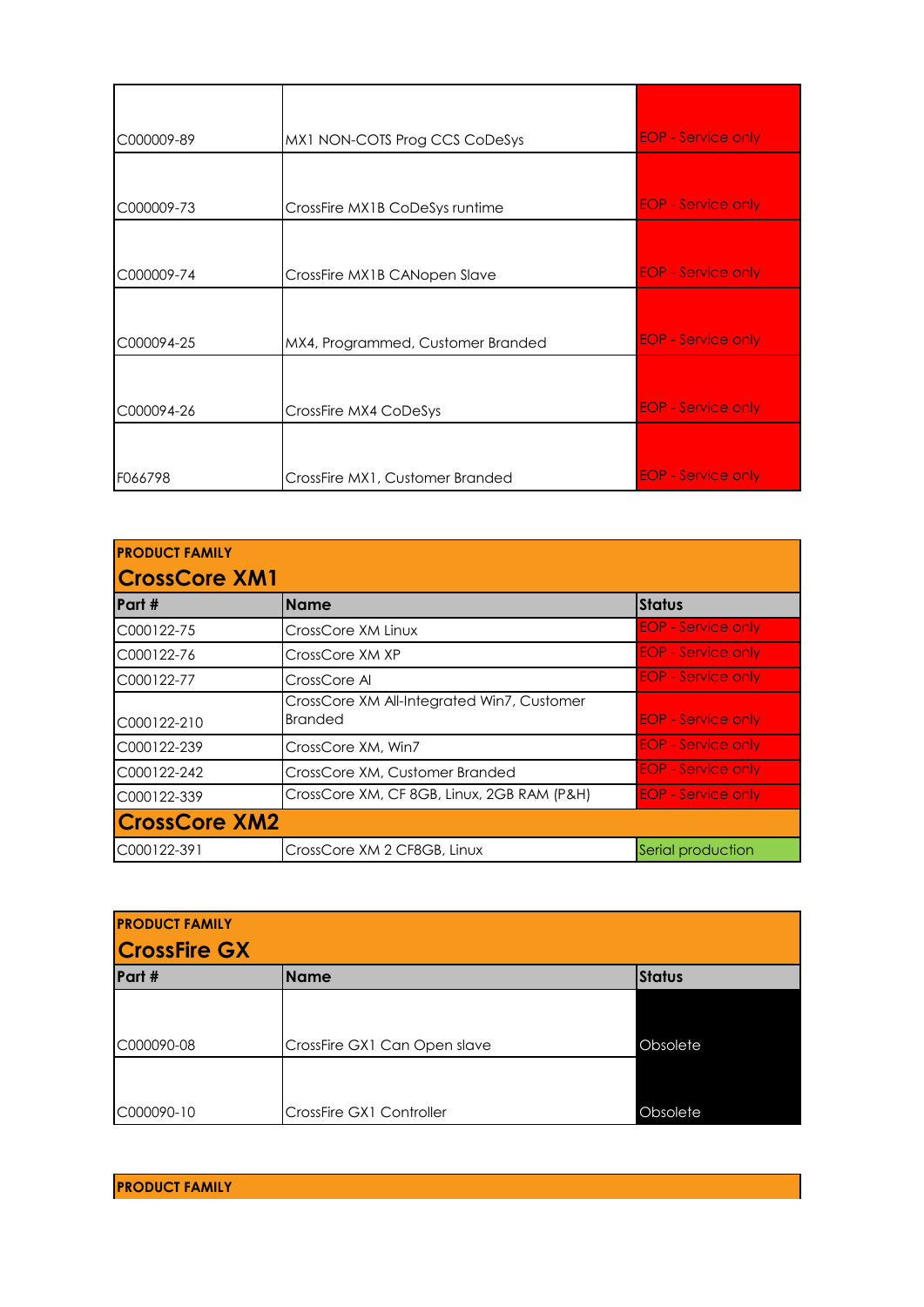| | | |
|---|---|---|
| C000009-89 | MX1 NON-COTS Prog CCS CoDeSys | EOP - Service only |
| C000009-73 | CrossFire MX1B CoDeSys runtime | EOP - Service only |
| C000009-74 | CrossFire MX1B CANopen Slave | EOP - Service only |
| C000094-25 | MX4, Programmed, Customer Branded | EOP - Service only |
| C000094-26 | CrossFire MX4 CoDeSys | EOP - Service only |
| F066798 | CrossFire MX1, Customer Branded | EOP - Service only |

**PRODUCT FAMILY**

## CrossCore XM1

| Part # | Name | Status |
|---|---|---|
| C000122-75 | CrossCore XM Linux | EOP - Service only |
| C000122-76 | CrossCore XM XP | EOP - Service only |
| C000122-77 | CrossCore AI | EOP - Service only |
| C000122-210 | CrossCore XM All-Integrated Win7, Customer Branded | EOP - Service only |
| C000122-239 | CrossCore XM, Win7 | EOP - Service only |
| C000122-242 | CrossCore XM, Customer Branded | EOP - Service only |
| C000122-339 | CrossCore XM, CF 8GB, Linux, 2GB RAM (P&H) | EOP - Service only |
| **CrossCore XM2** | | |
| C000122-391 | CrossCore XM 2 CF8GB, Linux | Serial production |

**PRODUCT FAMILY**

## CrossFire GX

| Part # | Name | Status |
|---|---|---|
| C000090-08 | CrossFire GX1 Can Open slave | Obsolete |
| C000090-10 | CrossFire GX1 Controller | Obsolete |

**PRODUCT FAMILY**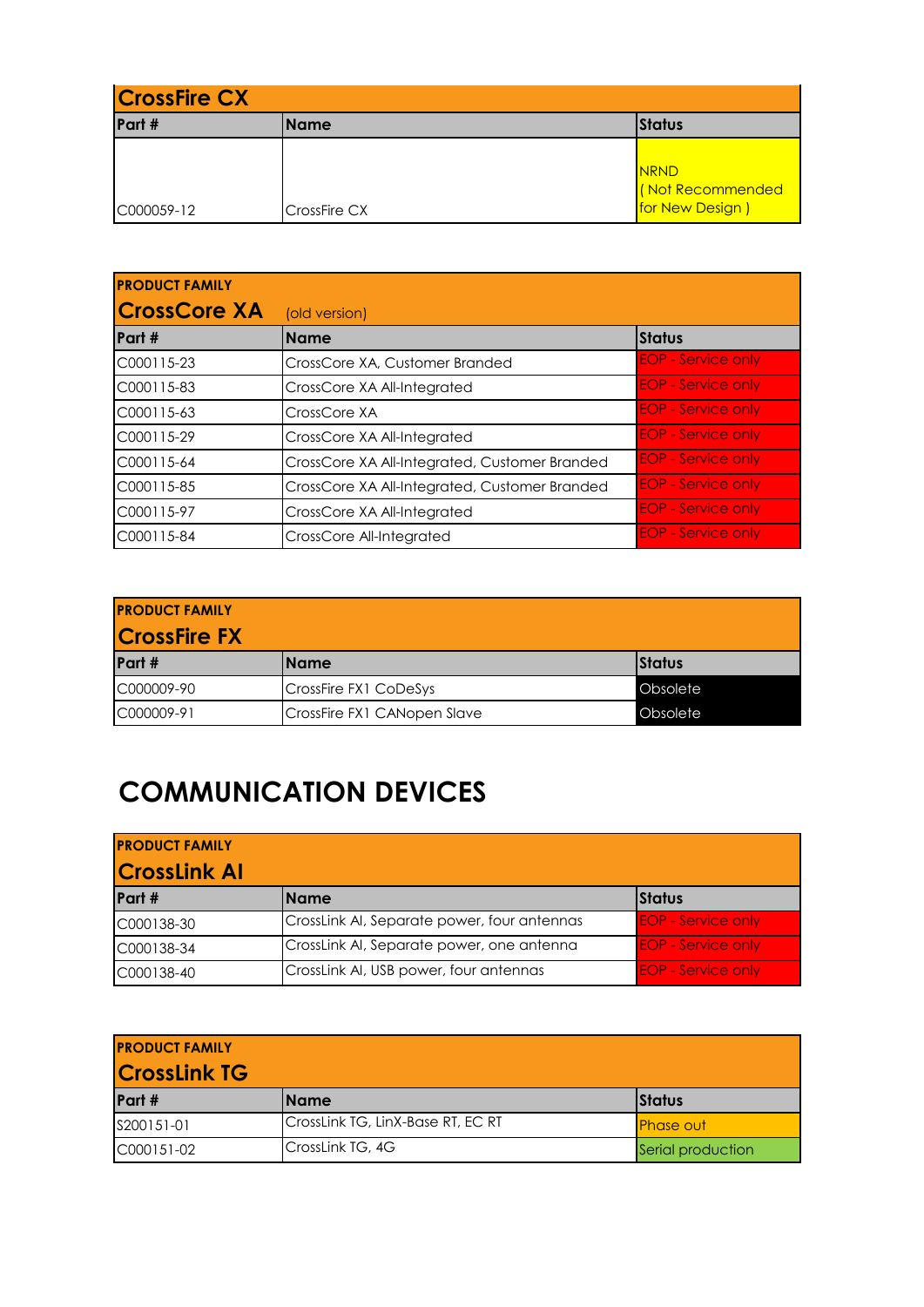| CrossFire CX | | |
|---|---|---|
| **Part #** | **Name** | **Status** |
| C000059-12 | CrossFire CX | NRND ( Not Recommended for New Design ) |

| PRODUCT FAMILY<br>CrossCore XA (old version) | | |
|---|---|---|
| **Part #** | **Name** | **Status** |
| C000115-23 | CrossCore XA, Customer Branded | EOP - Service only |
| C000115-83 | CrossCore XA All-Integrated | EOP - Service only |
| C000115-63 | CrossCore XA | EOP - Service only |
| C000115-29 | CrossCore XA All-Integrated | EOP - Service only |
| C000115-64 | CrossCore XA All-Integrated, Customer Branded | EOP - Service only |
| C000115-85 | CrossCore XA All-Integrated, Customer Branded | EOP - Service only |
| C000115-97 | CrossCore XA All-Integrated | EOP - Service only |
| C000115-84 | CrossCore All-Integrated | EOP - Service only |

| PRODUCT FAMILY<br>CrossFire FX | | |
|---|---|---|
| **Part #** | **Name** | **Status** |
| C000009-90 | CrossFire FX1 CoDeSys | Obsolete |
| C000009-91 | CrossFire FX1 CANopen Slave | Obsolete |

# COMMUNICATION DEVICES

| PRODUCT FAMILY<br>CrossLink AI | | |
|---|---|---|
| **Part #** | **Name** | **Status** |
| C000138-30 | CrossLink AI, Separate power, four antennas | EOP - Service only |
| C000138-34 | CrossLink AI, Separate power, one antenna | EOP - Service only |
| C000138-40 | CrossLink AI, USB power, four antennas | EOP - Service only |

| PRODUCT FAMILY<br>CrossLink TG | | |
|---|---|---|
| **Part #** | **Name** | **Status** |
| S200151-01 | CrossLink TG, LinX-Base RT, EC RT | Phase out |
| C000151-02 | CrossLink TG, 4G | Serial production |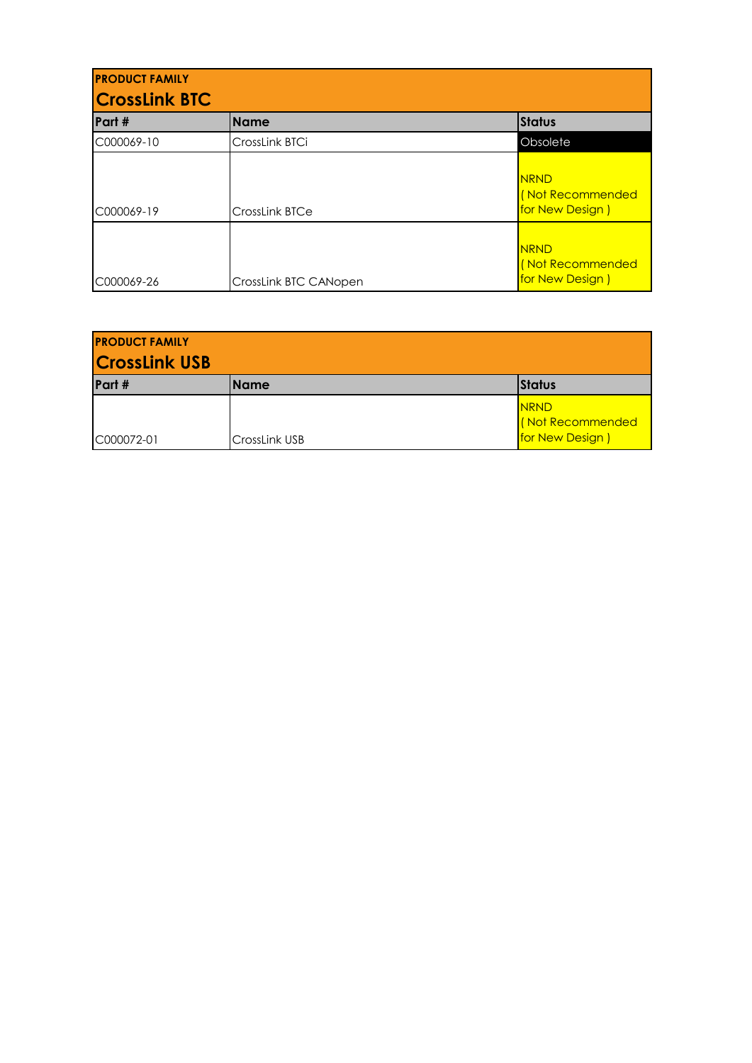**PRODUCT FAMILY**

## CrossLink BTC

| Part # | Name | Status |
|---|---|---|
| C000069-10 | CrossLink BTCi | Obsolete |
| C000069-19 | CrossLink BTCe | NRND ( Not Recommended for New Design ) |
| C000069-26 | CrossLink BTC CANopen | NRND ( Not Recommended for New Design ) |

**PRODUCT FAMILY**

## CrossLink USB

| Part # | Name | Status |
|---|---|---|
| C000072-01 | CrossLink USB | NRND ( Not Recommended for New Design ) |